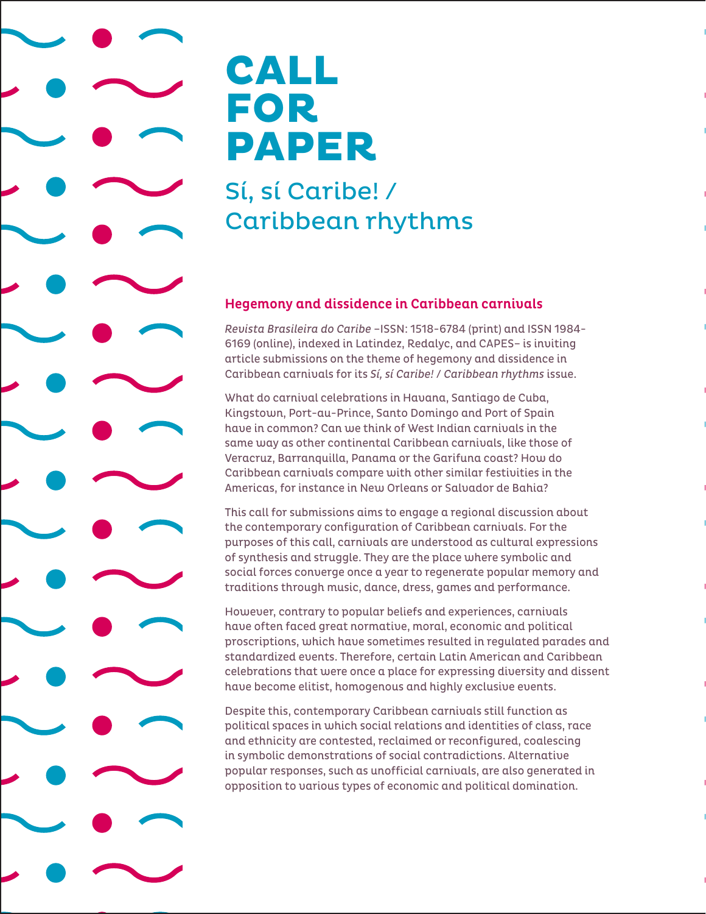# CALL FOR PAPER

## Sí, sí Caribe! / Caribbean rhythms

### Hegemony and dissidence in Caribbean carnivals

*Revista Brasileira do Caribe* –ISSN: 1518-6784 (print) and ISSN 1984-6169 (online), indexed in Latindez, Redalyc, and CAPES– is inviting article submissions on the theme of hegemony and dissidence in Caribbean carnivals for its *Sí, sí Caribe! / Caribbean rhythms* issue.

What do carnival celebrations in Havana, Santiago de Cuba, Kingstown, Port-au-Prince, Santo Domingo and Port of Spain have in common? Can we think of West Indian carnivals in the same way as other continental Caribbean carnivals, like those of Veracruz, Barranquilla, Panama or the Garifuna coast? How do Caribbean carnivals compare with other similar festivities in the Americas, for instance in New Orleans or Salvador de Bahia?

This call for submissions aims to engage a regional discussion about the contemporary configuration of Caribbean carnivals. For the purposes of this call, carnivals are understood as cultural expressions of synthesis and struggle. They are the place where symbolic and social forces converge once a year to regenerate popular memory and traditions through music, dance, dress, games and performance.

However, contrary to popular beliefs and experiences, carnivals have often faced great normative, moral, economic and political proscriptions, which have sometimes resulted in regulated parades and standardized events. Therefore, certain Latin American and Caribbean celebrations that were once a place for expressing diversity and dissent have become elitist, homogenous and highly exclusive events.

Despite this, contemporary Caribbean carnivals still function as political spaces in which social relations and identities of class, race and ethnicity are contested, reclaimed or reconfigured, coalescing in symbolic demonstrations of social contradictions. Alternative popular responses, such as unofficial carnivals, are also generated in opposition to various types of economic and political domination.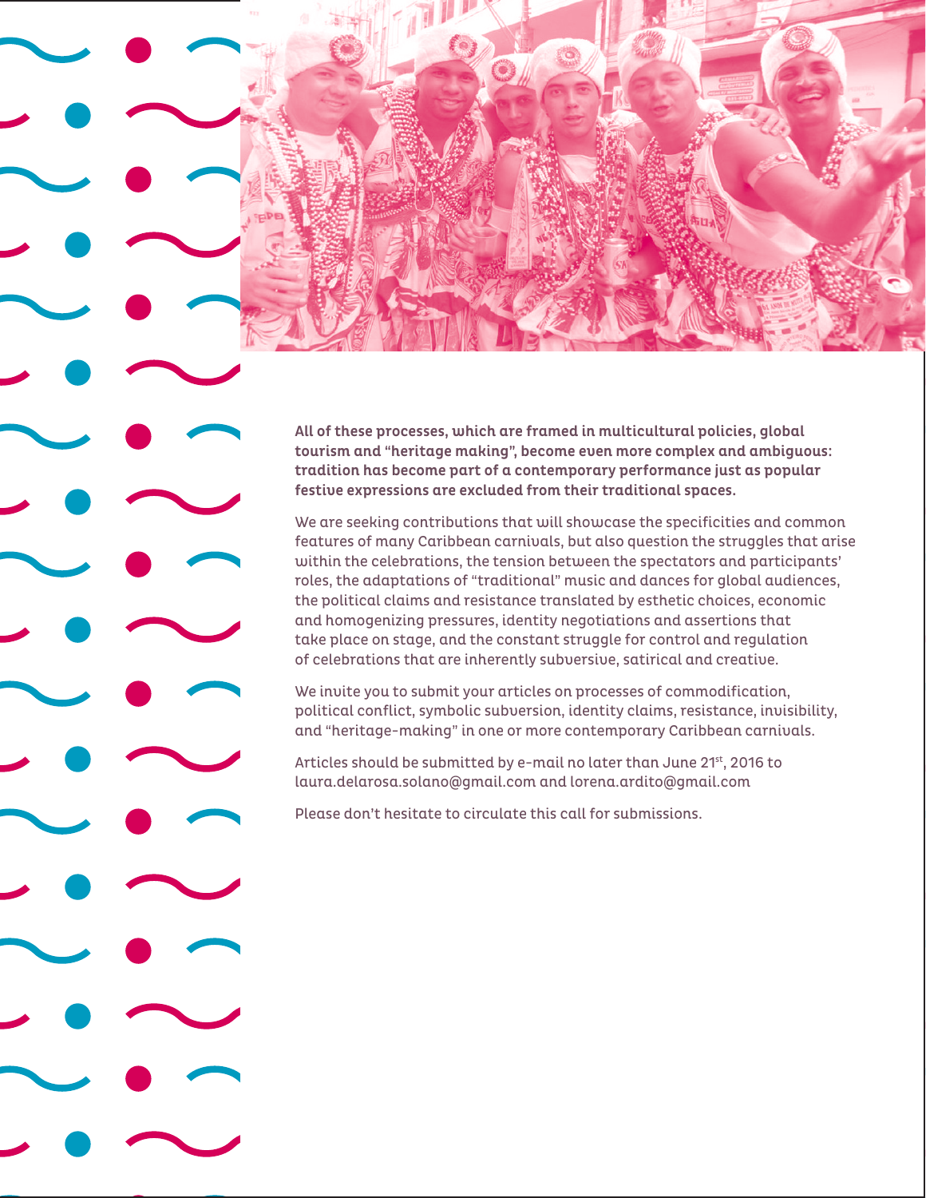**All of these processes, which are framed in multicultural policies, global tourism and "heritage making", become even more complex and ambiguous: tradition has become part of a contemporary performance just as popular festive expressions are excluded from their traditional spaces.**

We are seeking contributions that will showcase the specificities and common features of many Caribbean carnivals, but also question the struggles that arise within the celebrations, the tension between the spectators and participants' roles, the adaptations of "traditional" music and dances for global audiences, the political claims and resistance translated by esthetic choices, economic and homogenizing pressures, identity negotiations and assertions that take place on stage, and the constant struggle for control and regulation of celebrations that are inherently subversive, satirical and creative.

We invite you to submit your articles on processes of commodification, political conflict, symbolic subversion, identity claims, resistance, invisibility, and "heritage-making" in one or more contemporary Caribbean carnivals.

Articles should be submitted by e-mail no later than June 21st, 2016 to laura.delarosa.solano@gmail.com and lorena.ardito@gmail.com

Please don't hesitate to circulate this call for submissions.